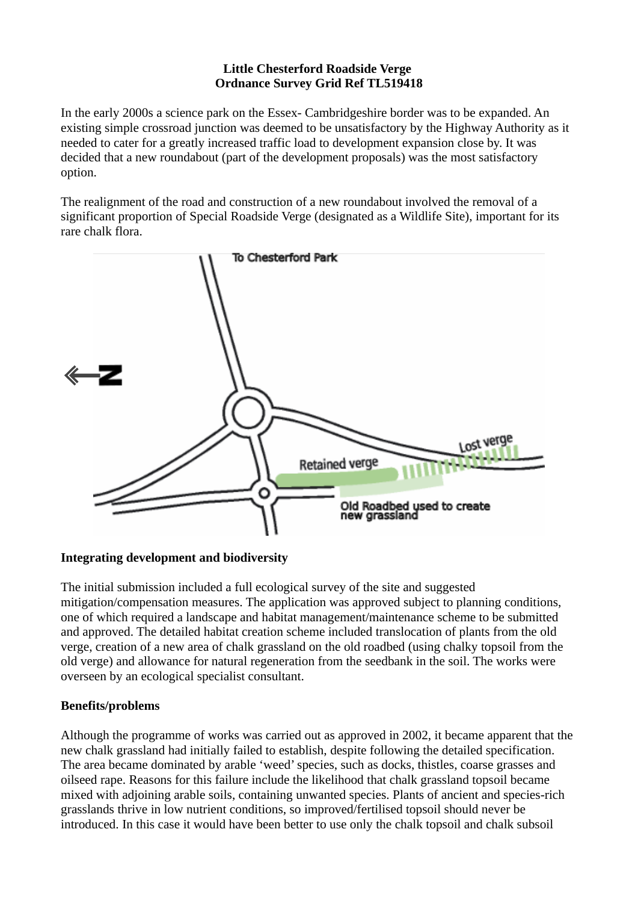**Little Chesterford Roadside Verge**
**Ordnance Survey Grid Ref TL519418**

In the early 2000s a science park on the Essex- Cambridgeshire border was to be expanded. An existing simple crossroad junction was deemed to be unsatisfactory by the Highway Authority as it needed to cater for a greatly increased traffic load to development expansion close by. It was decided that a new roundabout (part of the development proposals) was the most satisfactory option.

The realignment of the road and construction of a new roundabout involved the removal of a significant proportion of Special Roadside Verge (designated as a Wildlife Site), important for its rare chalk flora.

## Integrating development and biodiversity

The initial submission included a full ecological survey of the site and suggested mitigation/compensation measures. The application was approved subject to planning conditions, one of which required a landscape and habitat management/maintenance scheme to be submitted and approved. The detailed habitat creation scheme included translocation of plants from the old verge, creation of a new area of chalk grassland on the old roadbed (using chalky topsoil from the old verge) and allowance for natural regeneration from the seedbank in the soil. The works were overseen by an ecological specialist consultant.

## Benefits/problems

Although the programme of works was carried out as approved in 2002, it became apparent that the new chalk grassland had initially failed to establish, despite following the detailed specification. The area became dominated by arable 'weed' species, such as docks, thistles, coarse grasses and oilseed rape. Reasons for this failure include the likelihood that chalk grassland topsoil became mixed with adjoining arable soils, containing unwanted species. Plants of ancient and species-rich grasslands thrive in low nutrient conditions, so improved/fertilised topsoil should never be introduced. In this case it would have been better to use only the chalk topsoil and chalk subsoil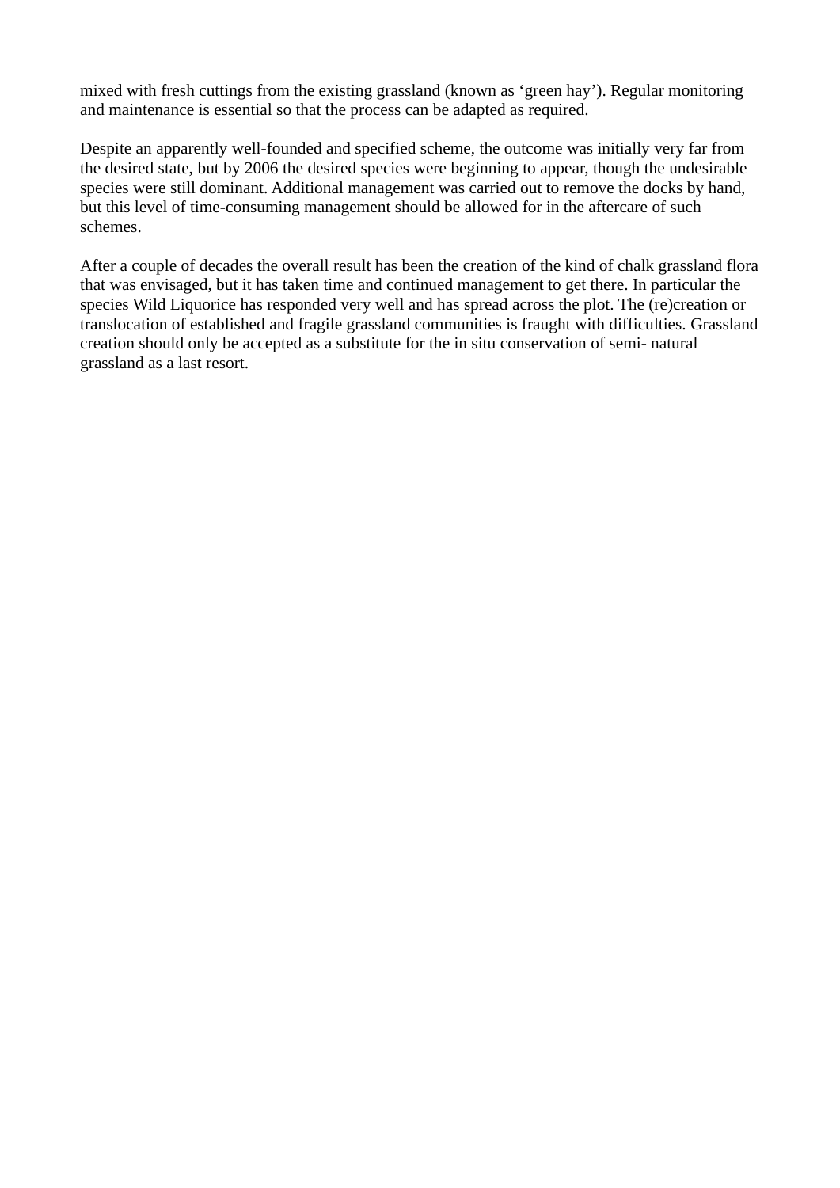mixed with fresh cuttings from the existing grassland (known as 'green hay'). Regular monitoring and maintenance is essential so that the process can be adapted as required.

Despite an apparently well-founded and specified scheme, the outcome was initially very far from the desired state, but by 2006 the desired species were beginning to appear, though the undesirable species were still dominant. Additional management was carried out to remove the docks by hand, but this level of time-consuming management should be allowed for in the aftercare of such schemes.

After a couple of decades the overall result has been the creation of the kind of chalk grassland flora that was envisaged, but it has taken time and continued management to get there. In particular the species Wild Liquorice has responded very well and has spread across the plot. The (re)creation or translocation of established and fragile grassland communities is fraught with difficulties. Grassland creation should only be accepted as a substitute for the in situ conservation of semi- natural grassland as a last resort.